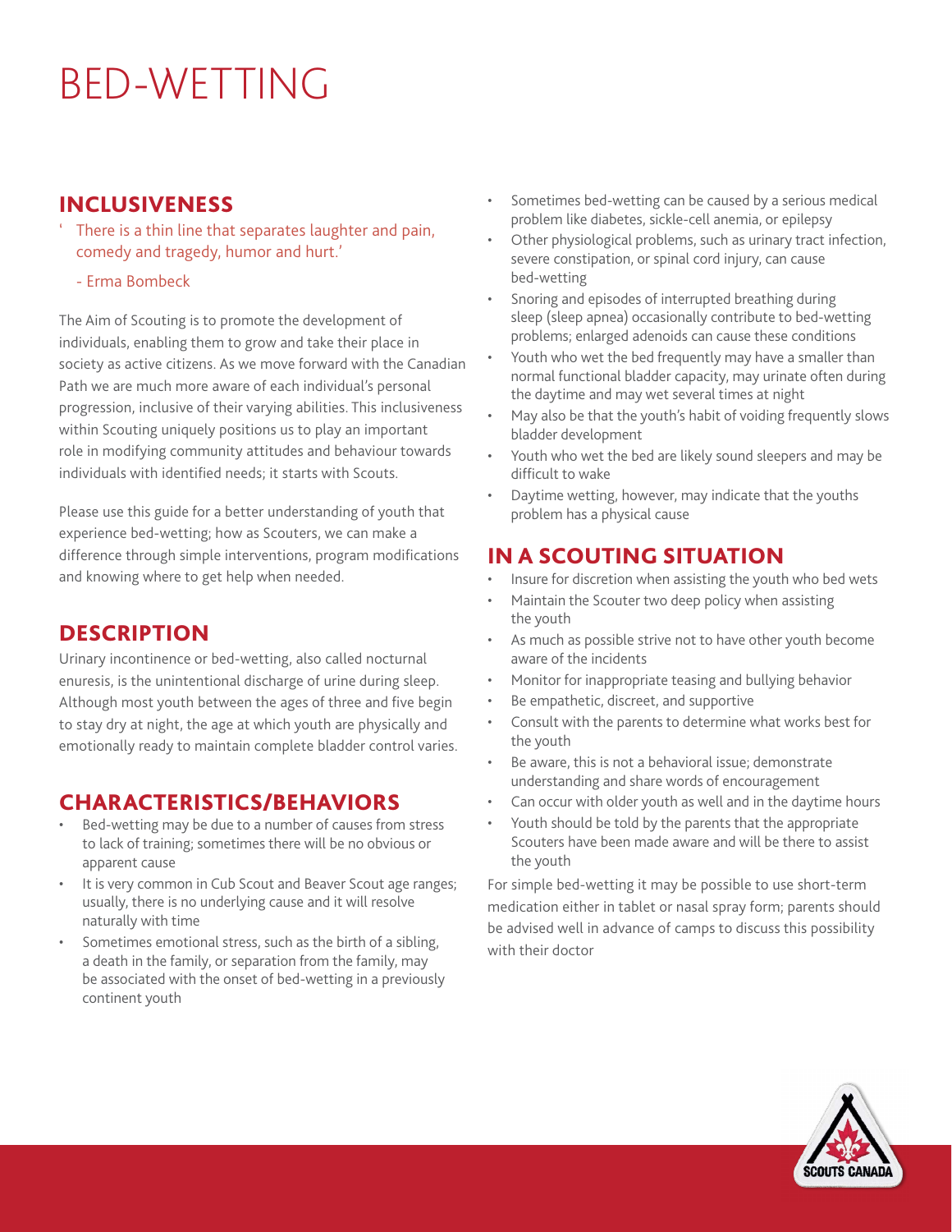# BED-WETTING

## INCLUSIVENESS

' There is a thin line that separates laughter and pain, comedy and tragedy, humor and hurt.'

- Erma Bombeck

The Aim of Scouting is to promote the development of individuals, enabling them to grow and take their place in society as active citizens. As we move forward with the Canadian Path we are much more aware of each individual's personal progression, inclusive of their varying abilities. This inclusiveness within Scouting uniquely positions us to play an important role in modifying community attitudes and behaviour towards individuals with identified needs; it starts with Scouts.

Please use this guide for a better understanding of youth that experience bed-wetting; how as Scouters, we can make a difference through simple interventions, program modifications and knowing where to get help when needed.

## DESCRIPTION

Urinary incontinence or bed-wetting, also called nocturnal enuresis, is the unintentional discharge of urine during sleep. Although most youth between the ages of three and five begin to stay dry at night, the age at which youth are physically and emotionally ready to maintain complete bladder control varies.

## CHARACTERISTICS/BEHAVIORS

- Bed-wetting may be due to a number of causes from stress to lack of training; sometimes there will be no obvious or apparent cause
- It is very common in Cub Scout and Beaver Scout age ranges; usually, there is no underlying cause and it will resolve naturally with time
- Sometimes emotional stress, such as the birth of a sibling, a death in the family, or separation from the family, may be associated with the onset of bed-wetting in a previously continent youth
- Sometimes bed-wetting can be caused by a serious medical problem like diabetes, sickle-cell anemia, or epilepsy
- Other physiological problems, such as urinary tract infection, severe constipation, or spinal cord injury, can cause bed-wetting
- Snoring and episodes of interrupted breathing during sleep (sleep apnea) occasionally contribute to bed-wetting problems; enlarged adenoids can cause these conditions
- Youth who wet the bed frequently may have a smaller than normal functional bladder capacity, may urinate often during the daytime and may wet several times at night
- May also be that the youth's habit of voiding frequently slows bladder development
- Youth who wet the bed are likely sound sleepers and may be difficult to wake
- Daytime wetting, however, may indicate that the youths problem has a physical cause

## IN A SCOUTING SITUATION

- Insure for discretion when assisting the youth who bed wets
- Maintain the Scouter two deep policy when assisting the youth
- As much as possible strive not to have other youth become aware of the incidents
- Monitor for inappropriate teasing and bullying behavior
- Be empathetic, discreet, and supportive
- Consult with the parents to determine what works best for the youth
- Be aware, this is not a behavioral issue; demonstrate understanding and share words of encouragement
- Can occur with older youth as well and in the daytime hours
- Youth should be told by the parents that the appropriate Scouters have been made aware and will be there to assist the youth

For simple bed-wetting it may be possible to use short-term medication either in tablet or nasal spray form; parents should be advised well in advance of camps to discuss this possibility with their doctor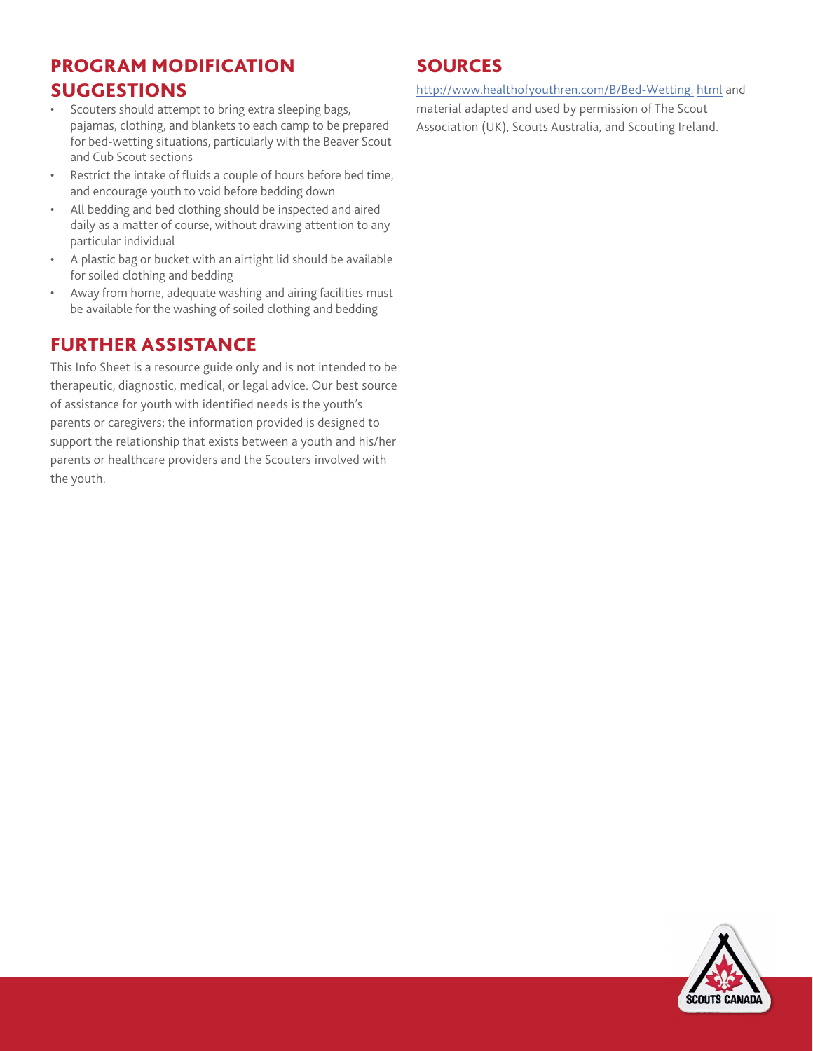## PROGRAM MODIFICATION SUGGESTIONS

- Scouters should attempt to bring extra sleeping bags, pajamas, clothing, and blankets to each camp to be prepared for bed-wetting situations, particularly with the Beaver Scout and Cub Scout sections
- Restrict the intake of fluids a couple of hours before bed time, and encourage youth to void before bedding down
- All bedding and bed clothing should be inspected and aired daily as a matter of course, without drawing attention to any particular individual
- A plastic bag or bucket with an airtight lid should be available for soiled clothing and bedding
- Away from home, adequate washing and airing facilities must be available for the washing of soiled clothing and bedding

## FURTHER ASSISTANCE

This Info Sheet is a resource guide only and is not intended to be therapeutic, diagnostic, medical, or legal advice. Our best source of assistance for youth with identified needs is the youth's parents or caregivers; the information provided is designed to support the relationship that exists between a youth and his/her parents or healthcare providers and the Scouters involved with the youth.

## SOURCES

http://www.healthofyouthren.com/B/Bed-Wetting. html and material adapted and used by permission of The Scout Association (UK), Scouts Australia, and Scouting Ireland.